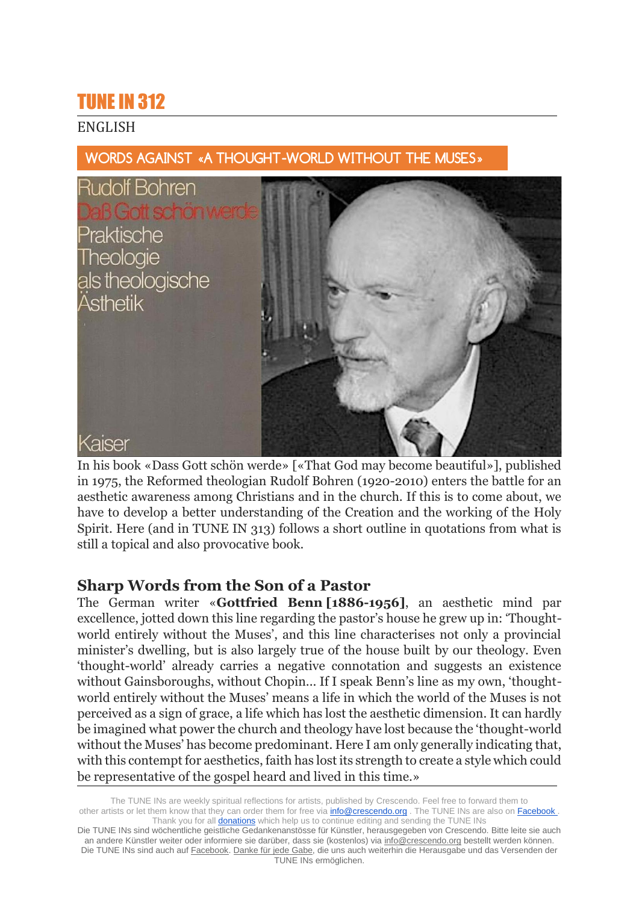# TUNE IN 312

ENGLISH

## WORDS AGAINST «A THOUGHT-WORLD WITHOUT THE MUSES»

In his book «Dass Gott schön werde» [«That God may become beautiful»], published in 1975, the Reformed theologian Rudolf Bohren (1920-2010) enters the battle for an aesthetic awareness among Christians and in the church. If this is to come about, we have to develop a better understanding of the Creation and the working of the Holy Spirit. Here (and in TUNE IN 313) follows a short outline in quotations from what is still a topical and also provocative book.

## Sharp Words from the Son of a Pastor

The German writer «**Gottfried Benn [1886-1956]**, an aesthetic mind par excellence, jotted down this line regarding the pastor's house he grew up in: 'Thought-world entirely without the Muses', and this line characterises not only a provincial minister's dwelling, but is also largely true of the house built by our theology. Even 'thought-world' already carries a negative connotation and suggests an existence without Gainsboroughs, without Chopin... If I speak Benn's line as my own, 'thought-world entirely without the Muses' means a life in which the world of the Muses is not perceived as a sign of grace, a life which has lost the aesthetic dimension. It can hardly be imagined what power the church and theology have lost because the 'thought-world without the Muses' has become predominant. Here I am only generally indicating that, with this contempt for aesthetics, faith has lost its strength to create a style which could be representative of the gospel heard and lived in this time.»

---

The TUNE INs are weekly spiritual reflections for artists, published by Crescendo. Feel free to forward them to other artists or let them know that they can order them for free via info@crescendo.org . The TUNE INs are also on Facebook . Thank you for all donations which help us to continue editing and sending the TUNE INs

Die TUNE INs sind wöchentliche geistliche Gedankenanstösse für Künstler, herausgegeben von Crescendo. Bitte leite sie auch an andere Künstler weiter oder informiere sie darüber, dass sie (kostenlos) via info@crescendo.org bestellt werden können. Die TUNE INs sind auch auf Facebook. Danke für jede Gabe, die uns auch weiterhin die Herausgabe und das Versenden der TUNE INs ermöglichen.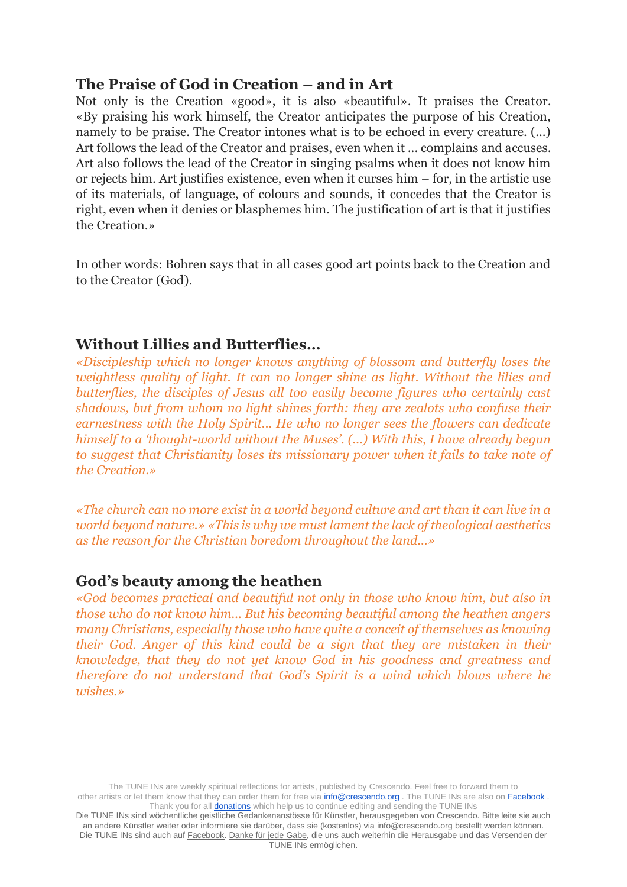## The Praise of God in Creation – and in Art

Not only is the Creation «good», it is also «beautiful». It praises the Creator. «By praising his work himself, the Creator anticipates the purpose of his Creation, namely to be praise. The Creator intones what is to be echoed in every creature. (...) Art follows the lead of the Creator and praises, even when it ... complains and accuses. Art also follows the lead of the Creator in singing psalms when it does not know him or rejects him. Art justifies existence, even when it curses him – for, in the artistic use of its materials, of language, of colours and sounds, it concedes that the Creator is right, even when it denies or blasphemes him. The justification of art is that it justifies the Creation.»

In other words: Bohren says that in all cases good art points back to the Creation and to the Creator (God).

## Without Lillies and Butterflies...

*«Discipleship which no longer knows anything of blossom and butterfly loses the weightless quality of light. It can no longer shine as light. Without the lilies and butterflies, the disciples of Jesus all too easily become figures who certainly cast shadows, but from whom no light shines forth: they are zealots who confuse their earnestness with the Holy Spirit... He who no longer sees the flowers can dedicate himself to a 'thought-world without the Muses'. (...) With this, I have already begun to suggest that Christianity loses its missionary power when it fails to take note of the Creation.»*

*«The church can no more exist in a world beyond culture and art than it can live in a world beyond nature.» «This is why we must lament the lack of theological aesthetics as the reason for the Christian boredom throughout the land...»*

## God's beauty among the heathen

*«God becomes practical and beautiful not only in those who know him, but also in those who do not know him... But his becoming beautiful among the heathen angers many Christians, especially those who have quite a conceit of themselves as knowing their God. Anger of this kind could be a sign that they are mistaken in their knowledge, that they do not yet know God in his goodness and greatness and therefore do not understand that God's Spirit is a wind which blows where he wishes.»*

---

The TUNE INs are weekly spiritual reflections for artists, published by Crescendo. Feel free to forward them to other artists or let them know that they can order them for free via info@crescendo.org . The TUNE INs are also on Facebook . Thank you for all donations which help us to continue editing and sending the TUNE INs

Die TUNE INs sind wöchentliche geistliche Gedankenanstösse für Künstler, herausgegeben von Crescendo. Bitte leite sie auch an andere Künstler weiter oder informiere sie darüber, dass sie (kostenlos) via info@crescendo.org bestellt werden können. Die TUNE INs sind auch auf Facebook. Danke für jede Gabe, die uns auch weiterhin die Herausgabe und das Versenden der TUNE INs ermöglichen.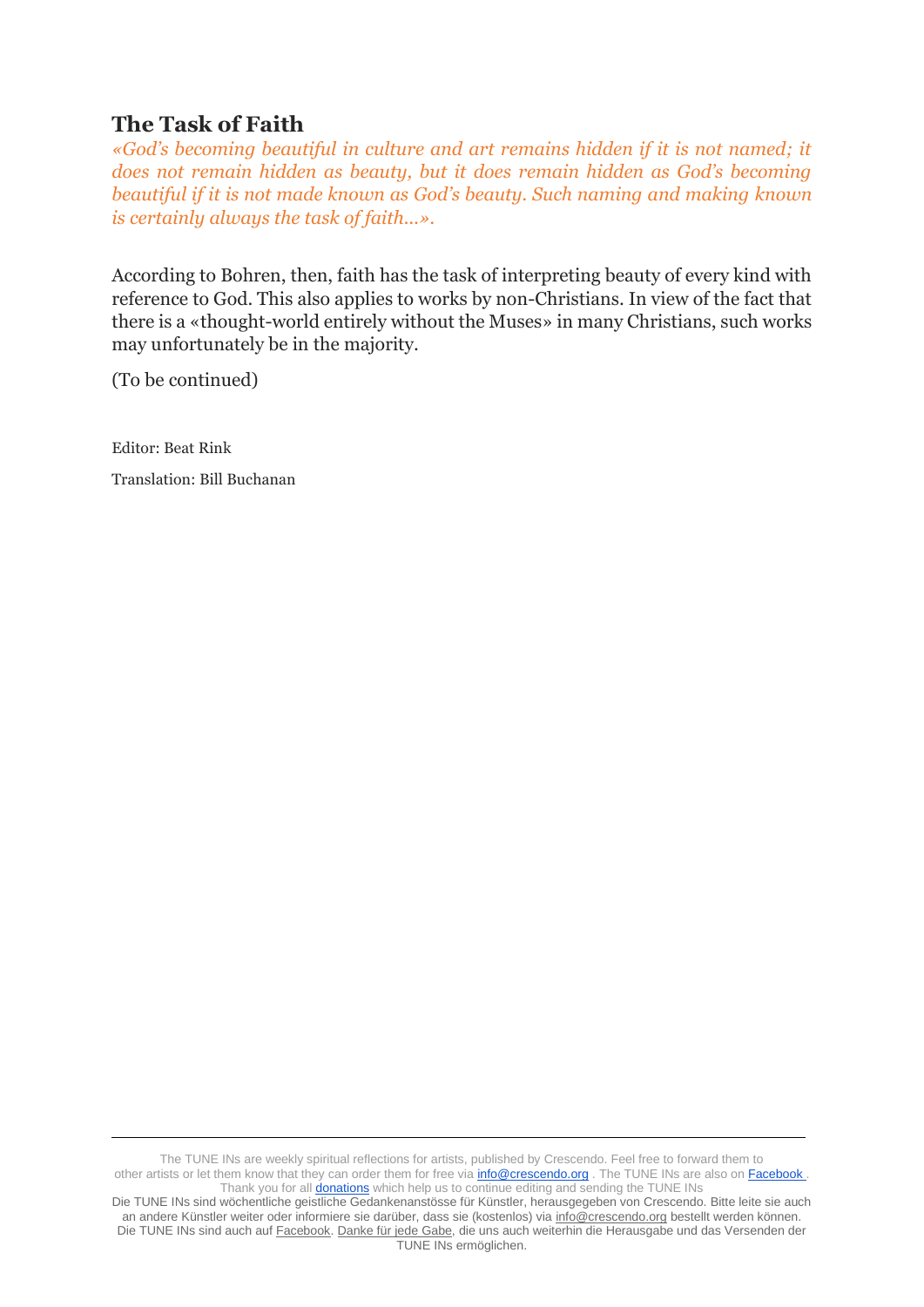## The Task of Faith

*«God's becoming beautiful in culture and art remains hidden if it is not named; it does not remain hidden as beauty, but it does remain hidden as God's becoming beautiful if it is not made known as God's beauty. Such naming and making known is certainly always the task of faith…».*

According to Bohren, then, faith has the task of interpreting beauty of every kind with reference to God. This also applies to works by non-Christians. In view of the fact that there is a «thought-world entirely without the Muses» in many Christians, such works may unfortunately be in the majority.

(To be continued)

Editor: Beat Rink

Translation: Bill Buchanan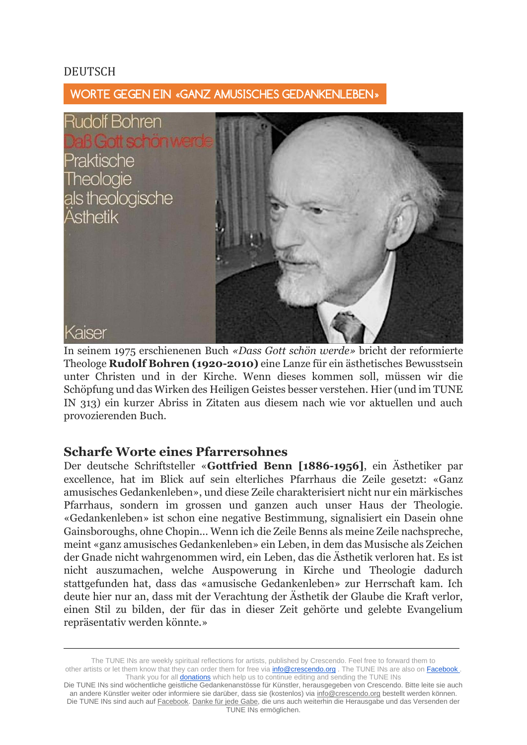DEUTSCH

## WORTE GEGEN EIN «GANZ AMUSISCHES GEDANKENLEBEN»

In seinem 1975 erschienenen Buch *«Dass Gott schön werde»* bricht der reformierte Theologe **Rudolf Bohren (1920-2010)** eine Lanze für ein ästhetisches Bewusstsein unter Christen und in der Kirche. Wenn dieses kommen soll, müssen wir die Schöpfung und das Wirken des Heiligen Geistes besser verstehen. Hier (und im TUNE IN 313) ein kurzer Abriss in Zitaten aus diesem nach wie vor aktuellen und auch provozierenden Buch.

### Scharfe Worte eines Pfarrersohnes

Der deutsche Schriftsteller «**Gottfried Benn [1886-1956]**, ein Ästhetiker par excellence, hat im Blick auf sein elterliches Pfarrhaus die Zeile gesetzt: «Ganz amusisches Gedankenleben», und diese Zeile charakterisiert nicht nur ein märkisches Pfarrhaus, sondern im grossen und ganzen auch unser Haus der Theologie. «Gedankenleben» ist schon eine negative Bestimmung, signalisiert ein Dasein ohne Gainsboroughs, ohne Chopin... Wenn ich die Zeile Benns als meine Zeile nachspreche, meint «ganz amusisches Gedankenleben» ein Leben, in dem das Musische als Zeichen der Gnade nicht wahrgenommen wird, ein Leben, das die Ästhetik verloren hat. Es ist nicht auszumachen, welche Auspowerung in Kirche und Theologie dadurch stattgefunden hat, dass das «amusische Gedankenleben» zur Herrschaft kam. Ich deute hier nur an, dass mit der Verachtung der Ästhetik der Glaube die Kraft verlor, einen Stil zu bilden, der für das in dieser Zeit gehörte und gelebte Evangelium repräsentativ werden könnte.»

---

The TUNE INs are weekly spiritual reflections for artists, published by Crescendo. Feel free to forward them to other artists or let them know that they can order them for free via info@crescendo.org . The TUNE INs are also on Facebook . Thank you for all donations which help us to continue editing and sending the TUNE INs

Die TUNE INs sind wöchentliche geistliche Gedankenanstösse für Künstler, herausgegeben von Crescendo. Bitte leite sie auch an andere Künstler weiter oder informiere sie darüber, dass sie (kostenlos) via info@crescendo.org bestellt werden können. Die TUNE INs sind auch auf Facebook. Danke für jede Gabe, die uns auch weiterhin die Herausgabe und das Versenden der TUNE INs ermöglichen.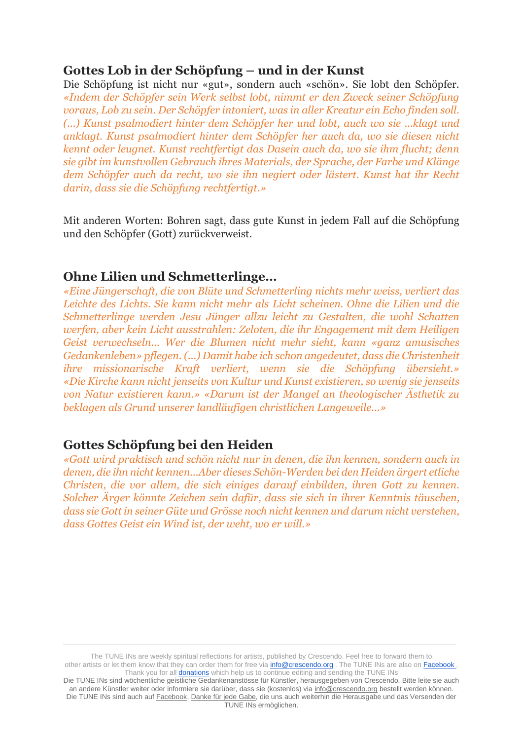## Gottes Lob in der Schöpfung – und in der Kunst

Die Schöpfung ist nicht nur «gut», sondern auch «schön». Sie lobt den Schöpfer. *«Indem der Schöpfer sein Werk selbst lobt, nimmt er den Zweck seiner Schöpfung voraus, Lob zu sein. Der Schöpfer intoniert, was in aller Kreatur ein Echo finden soll. (...) Kunst psalmodiert hinter dem Schöpfer her und lobt, auch wo sie ...klagt und anklagt. Kunst psalmodiert hinter dem Schöpfer her auch da, wo sie diesen nicht kennt oder leugnet. Kunst rechtfertigt das Dasein auch da, wo sie ihm flucht; denn sie gibt im kunstvollen Gebrauch ihres Materials, der Sprache, der Farbe und Klänge dem Schöpfer auch da recht, wo sie ihn negiert oder lästert. Kunst hat ihr Recht darin, dass sie die Schöpfung rechtfertigt.»*

Mit anderen Worten: Bohren sagt, dass gute Kunst in jedem Fall auf die Schöpfung und den Schöpfer (Gott) zurückverweist.

## Ohne Lilien und Schmetterlinge...

*«Eine Jüngerschaft, die von Blüte und Schmetterling nichts mehr weiss, verliert das Leichte des Lichts. Sie kann nicht mehr als Licht scheinen. Ohne die Lilien und die Schmetterlinge werden Jesu Jünger allzu leicht zu Gestalten, die wohl Schatten werfen, aber kein Licht ausstrahlen: Zeloten, die ihr Engagement mit dem Heiligen Geist verwechseln... Wer die Blumen nicht mehr sieht, kann «ganz amusisches Gedankenleben» pflegen. (...) Damit habe ich schon angedeutet, dass die Christenheit ihre missionarische Kraft verliert, wenn sie die Schöpfung übersieht.» «Die Kirche kann nicht jenseits von Kultur und Kunst existieren, so wenig sie jenseits von Natur existieren kann.» «Darum ist der Mangel an theologischer Ästhetik zu beklagen als Grund unserer landläufigen christlichen Langeweile...»*

## Gottes Schöpfung bei den Heiden

*«Gott wird praktisch und schön nicht nur in denen, die ihn kennen, sondern auch in denen, die ihn nicht kennen...Aber dieses Schön-Werden bei den Heiden ärgert etliche Christen, die vor allem, die sich einiges darauf einbilden, ihren Gott zu kennen. Solcher Ärger könnte Zeichen sein dafür, dass sie sich in ihrer Kenntnis täuschen, dass sie Gott in seiner Güte und Grösse noch nicht kennen und darum nicht verstehen, dass Gottes Geist ein Wind ist, der weht, wo er will.»*

---

The TUNE INs are weekly spiritual reflections for artists, published by Crescendo. Feel free to forward them to other artists or let them know that they can order them for free via info@crescendo.org . The TUNE INs are also on Facebook . Thank you for all donations which help us to continue editing and sending the TUNE INs

Die TUNE INs sind wöchentliche geistliche Gedankenanstösse für Künstler, herausgegeben von Crescendo. Bitte leite sie auch an andere Künstler weiter oder informiere sie darüber, dass sie (kostenlos) via info@crescendo.org bestellt werden können. Die TUNE INs sind auch auf Facebook. Danke für jede Gabe, die uns auch weiterhin die Herausgabe und das Versenden der TUNE INs ermöglichen.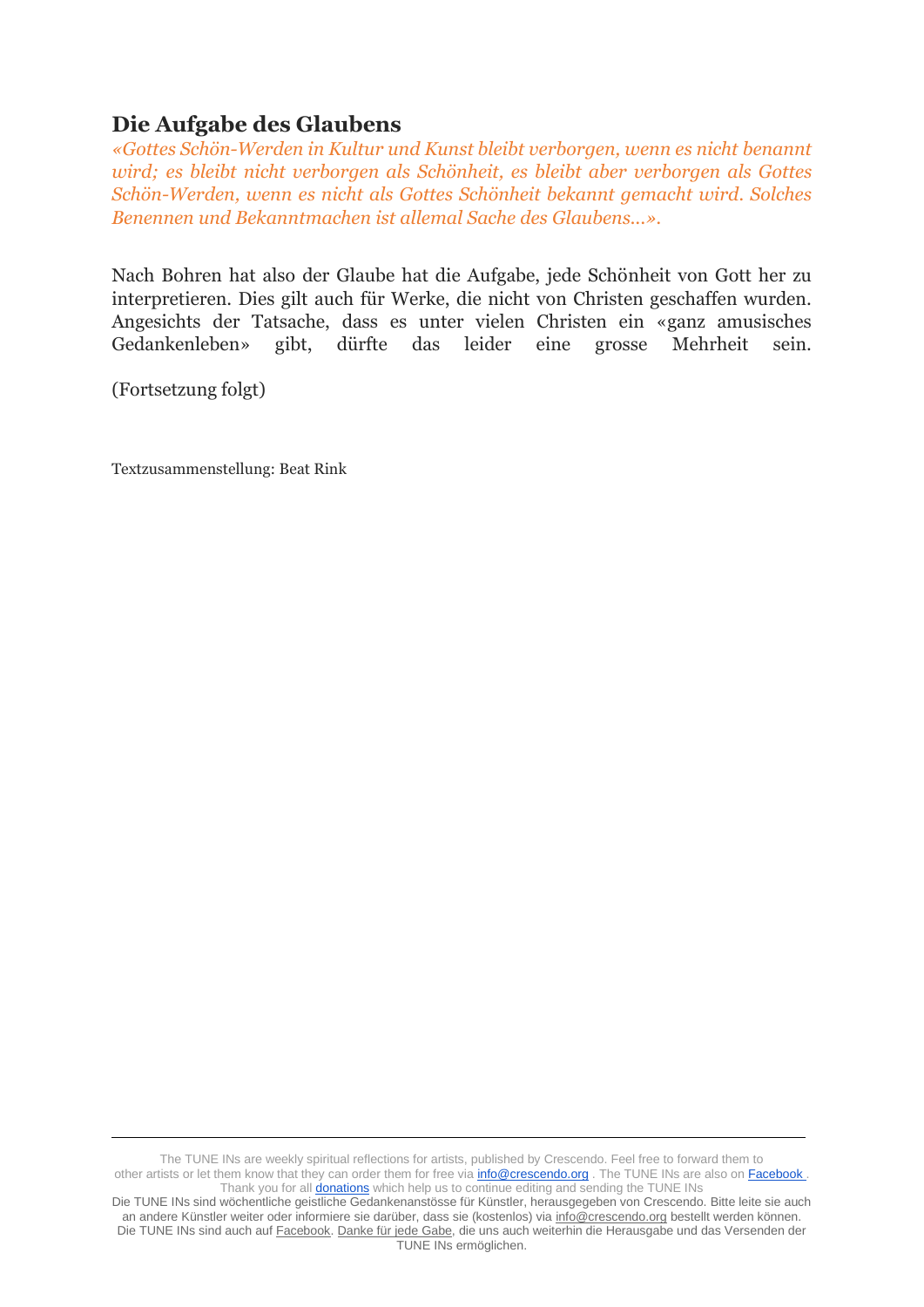## Die Aufgabe des Glaubens

*«Gottes Schön-Werden in Kultur und Kunst bleibt verborgen, wenn es nicht benannt wird; es bleibt nicht verborgen als Schönheit, es bleibt aber verborgen als Gottes Schön-Werden, wenn es nicht als Gottes Schönheit bekannt gemacht wird. Solches Benennen und Bekanntmachen ist allemal Sache des Glaubens...».*

Nach Bohren hat also der Glaube hat die Aufgabe, jede Schönheit von Gott her zu interpretieren. Dies gilt auch für Werke, die nicht von Christen geschaffen wurden. Angesichts der Tatsache, dass es unter vielen Christen ein «ganz amusisches Gedankenleben» gibt, dürfte das leider eine grosse Mehrheit sein.

(Fortsetzung folgt)

Textzusammenstellung: Beat Rink

---

The TUNE INs are weekly spiritual reflections for artists, published by Crescendo. Feel free to forward them to other artists or let them know that they can order them for free via info@crescendo.org . The TUNE INs are also on Facebook . Thank you for all donations which help us to continue editing and sending the TUNE INs

Die TUNE INs sind wöchentliche geistliche Gedankenanstösse für Künstler, herausgegeben von Crescendo. Bitte leite sie auch an andere Künstler weiter oder informiere sie darüber, dass sie (kostenlos) via info@crescendo.org bestellt werden können. Die TUNE INs sind auch auf Facebook. Danke für jede Gabe, die uns auch weiterhin die Herausgabe und das Versenden der TUNE INs ermöglichen.